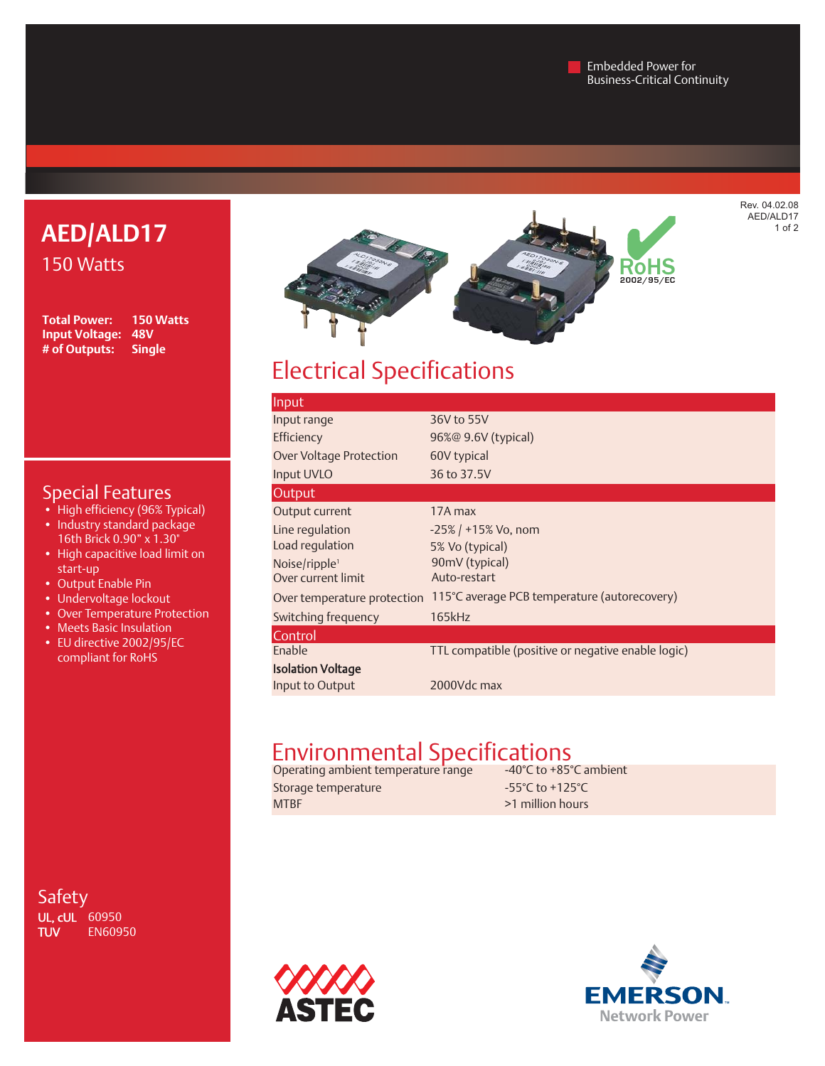Embedded Power for Business-Critical Continuity

Rev. 04.02.08
AED/ALD17

# AED/ALD17

150 Watts

**Total Power:** 150 Watts
**Input Voltage:** 48V
**# of Outputs:** Single

## Special Features

- High efficiency (96% Typical)
- Industry standard package 16th Brick 0.90" x 1.30"
- High capacitive load limit on start-up
- Output Enable Pin
- Undervoltage lockout
- Over Temperature Protection
- Meets Basic Insulation
- EU directive 2002/95/EC compliant for RoHS

## Safety

**UL, cUL** 60950
**TUV** EN60950

RoHS 2002/95/EC

## Electrical Specifications

| Input | |
|---|---|
| Input range | 36V to 55V |
| Efficiency | 96%@ 9.6V (typical) |
| Over Voltage Protection | 60V typical |
| Input UVLO | 36 to 37.5V |
| **Output** | |
| Output current | 17A max |
| Line regulation | -25% / +15% Vo, nom |
| Load regulation | 5% Vo (typical) |
| Noise/ripple[1] | 90mV (typical) |
| Over current limit | Auto-restart |
| Over temperature protection | 115°C average PCB temperature (autorecovery) |
| Switching frequency | 165kHz |
| **Control** | |
| Enable | TTL compatible (positive or negative enable logic) |
| **Isolation Voltage** | |
| Input to Output | 2000Vdc max |

## Environmental Specifications

| | |
|---|---|
| Operating ambient temperature range | -40°C to +85°C ambient |
| Storage temperature | -55°C to +125°C |
| MTBF | >1 million hours |

ASTEC

EMERSON Network Power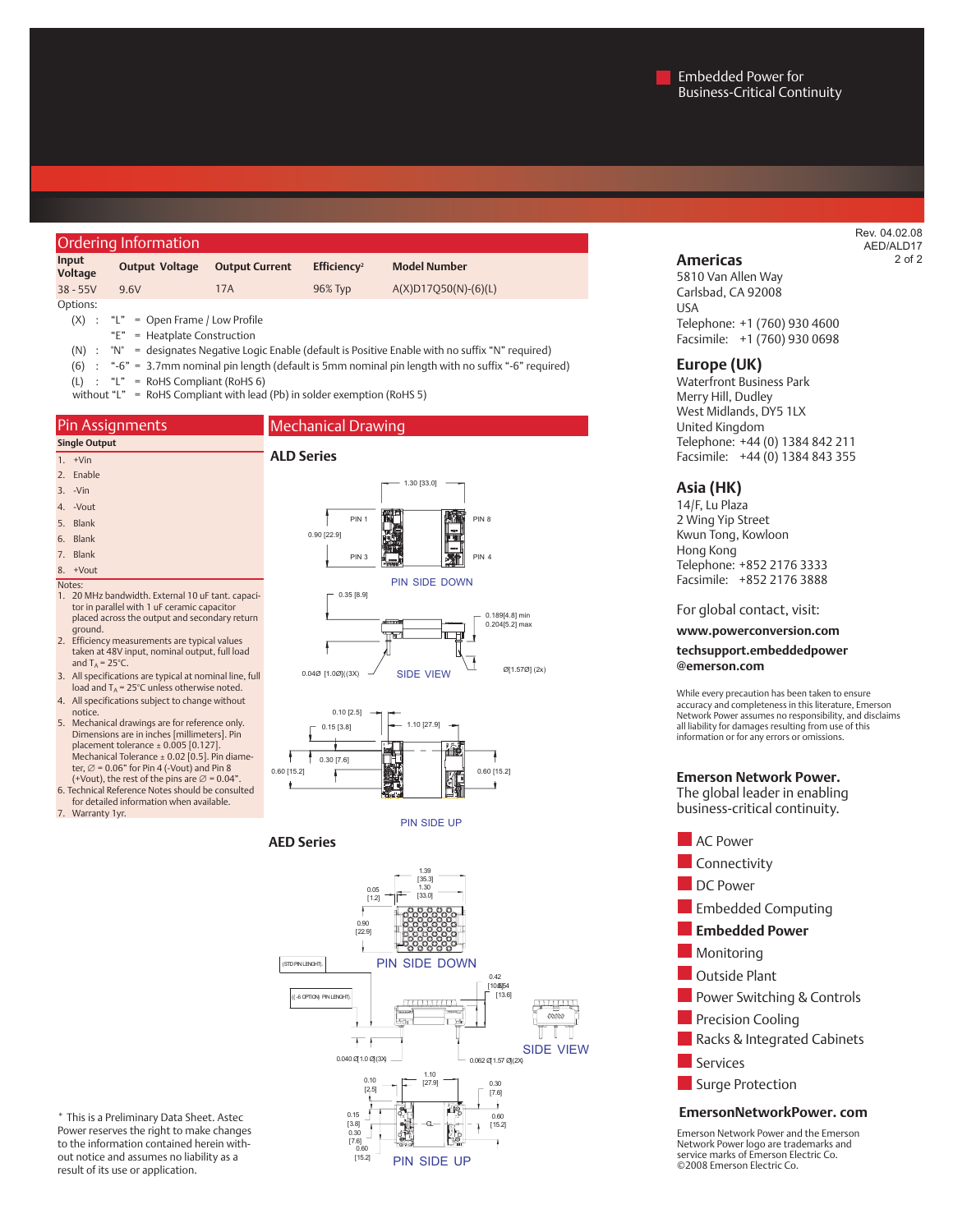Embedded Power for Business-Critical Continuity

Rev. 04.02.08
AED/ALD17

## Ordering Information

| Input Voltage | Output Voltage | Output Current | Efficiency[2] | Model Number |
|---|---|---|---|---|
| 38 - 55V | 9.6V | 17A | 96% Typ | A(X)D17Q50(N)-(6)(L) |

Options:

- (X) : "L" = Open Frame / Low Profile
- "E" = Heatplate Construction
- (N) : "N" = designates Negative Logic Enable (default is Positive Enable with no suffix "N" required)
- (6) : "-6" = 3.7mm nominal pin length (default is 5mm nominal pin length with no suffix "-6" required)
- (L) : "L" = RoHS Compliant (RoHS 6)
- without "L" = RoHS Compliant with lead (Pb) in solder exemption (RoHS 5)

## Pin Assignments

**Single Output**

1. +Vin
2. Enable
3. -Vin
4. -Vout
5. Blank
6. Blank
7. Blank
8. +Vout

Notes:

1. 20 MHz bandwidth. External 10 uF tant. capacitor in parallel with 1 uF ceramic capacitor placed across the output and secondary return ground.
2. Efficiency measurements are typical values taken at 48V input, nominal output, full load and $T_A$ = 25°C.
3. All specifications are typical at nominal line, full load and $T_A$ = 25°C unless otherwise noted.
4. All specifications subject to change without notice.
5. Mechanical drawings are for reference only. Dimensions are in inches [millimeters]. Pin placement tolerance ± 0.005 [0.127]. Mechanical Tolerance ± 0.02 [0.5]. Pin diameter, ∅ = 0.06" for Pin 4 (-Vout) and Pin 8 (+Vout), the rest of the pins are ∅ = 0.04".
6. Technical Reference Notes should be consulted for detailed information when available.
7. Warranty 1yr.

## Mechanical Drawing

### ALD Series

1.30 [33.0]
PIN 1
PIN 8
0.90 [22.9]
PIN 3
PIN 4
PIN SIDE DOWN

0.35 [8.9]
0.189[4.8] min
0.204[5.2] max
0.040∅ [1.0∅](3X)
SIDE VIEW
∅[1.57∅] (2x)

0.10 [2.5]
0.15 [3.8]
1.10 [27.9]
0.30 [7.6]
0.60 [15.2]
0.60 [15.2]
PIN SIDE UP

### AED Series

1.39 [35.3]
1.30 [33.0]
0.05 [1.2]
0.90 [22.9]
PIN SIDE DOWN
(STD PIN LENGHT)
(-6 OPTION) PIN LENGHT
0.42 [10.6]
0.54 [13.6]
SIDE VIEW
0.040 ∅[1.0 ∅](3X)
0.062 ∅[1.57 ∅](2X)

0.10 [2.5]
1.10 [27.9]
0.30 [7.6]
0.15 [3.8]
0.30 [7.6]
0.60 [15.2]
CL
0.60 [15.2]
PIN SIDE UP

\* This is a Preliminary Data Sheet. Astec Power reserves the right to make changes to the information contained herein without notice and assumes no liability as a result of its use or application.

### Americas

5810 Van Allen Way
Carlsbad, CA 92008
USA
Telephone: +1 (760) 930 4600
Facsimile: +1 (760) 930 0698

### Europe (UK)

Waterfront Business Park
Merry Hill, Dudley
West Midlands, DY5 1LX
United Kingdom
Telephone: +44 (0) 1384 842 211
Facsimile: +44 (0) 1384 843 355

### Asia (HK)

14/F, Lu Plaza
2 Wing Yip Street
Kwun Tong, Kowloon
Hong Kong
Telephone: +852 2176 3333
Facsimile: +852 2176 3888

For global contact, visit:

**www.powerconversion.com**

**techsupport.embeddedpower@emerson.com**

While every precaution has been taken to ensure accuracy and completeness in this literature, Emerson Network Power assumes no responsibility, and disclaims all liability for damages resulting from use of this information or for any errors or omissions.

**Emerson Network Power.**
The global leader in enabling business-critical continuity.

- AC Power
- Connectivity
- DC Power
- Embedded Computing
- **Embedded Power**
- Monitoring
- Outside Plant
- Power Switching & Controls
- Precision Cooling
- Racks & Integrated Cabinets
- Services
- Surge Protection

**EmersonNetworkPower. com**

Emerson Network Power and the Emerson Network Power logo are trademarks and service marks of Emerson Electric Co.
©2008 Emerson Electric Co.